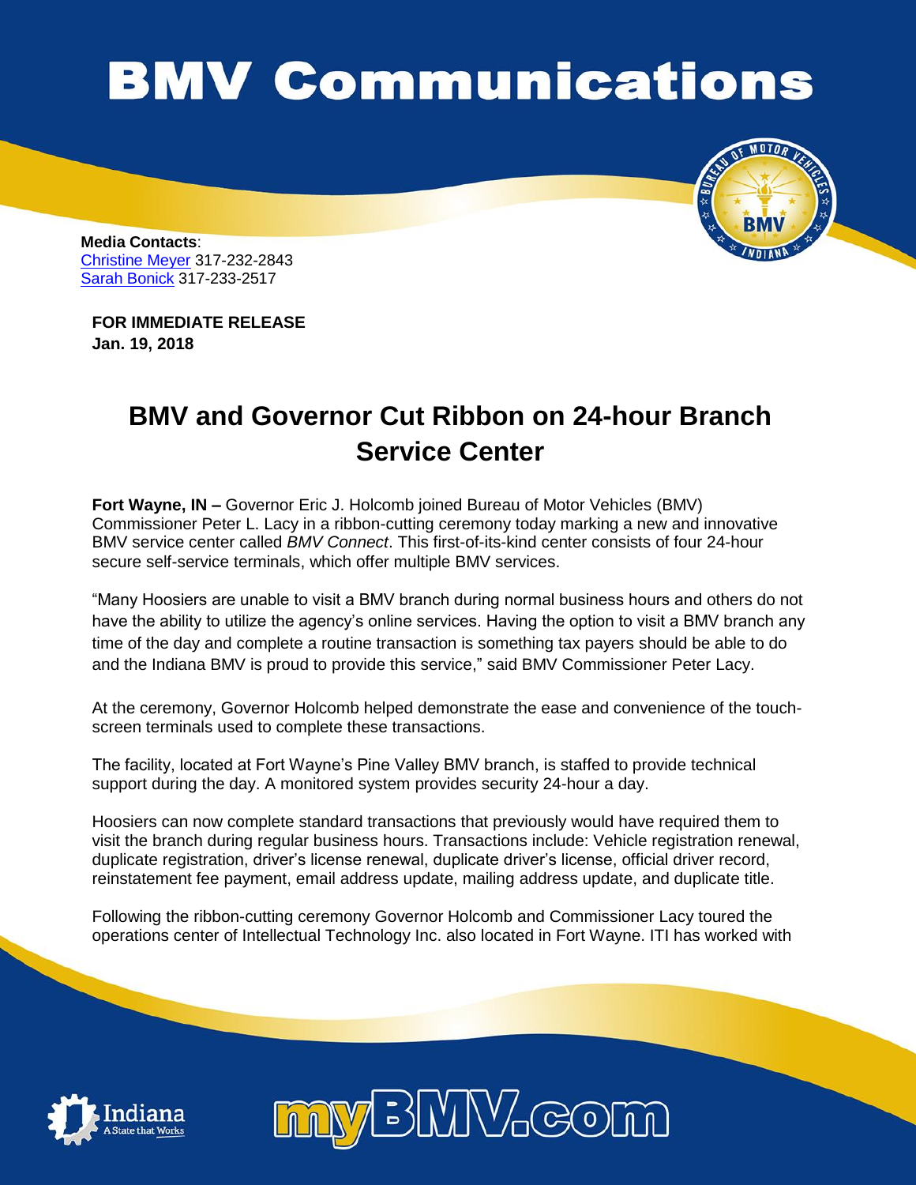# BMV Communications

**Media Contacts**:
Christine Meyer 317-232-2843
Sarah Bonick 317-233-2517

**FOR IMMEDIATE RELEASE**
**Jan. 19, 2018**

## BMV and Governor Cut Ribbon on 24-hour Branch Service Center

**Fort Wayne, IN –** Governor Eric J. Holcomb joined Bureau of Motor Vehicles (BMV) Commissioner Peter L. Lacy in a ribbon-cutting ceremony today marking a new and innovative BMV service center called *BMV Connect*. This first-of-its-kind center consists of four 24-hour secure self-service terminals, which offer multiple BMV services.

"Many Hoosiers are unable to visit a BMV branch during normal business hours and others do not have the ability to utilize the agency's online services. Having the option to visit a BMV branch any time of the day and complete a routine transaction is something tax payers should be able to do and the Indiana BMV is proud to provide this service," said BMV Commissioner Peter Lacy.

At the ceremony, Governor Holcomb helped demonstrate the ease and convenience of the touch-screen terminals used to complete these transactions.

The facility, located at Fort Wayne's Pine Valley BMV branch, is staffed to provide technical support during the day. A monitored system provides security 24-hour a day.

Hoosiers can now complete standard transactions that previously would have required them to visit the branch during regular business hours. Transactions include: Vehicle registration renewal, duplicate registration, driver's license renewal, duplicate driver's license, official driver record, reinstatement fee payment, email address update, mailing address update, and duplicate title.

Following the ribbon-cutting ceremony Governor Holcomb and Commissioner Lacy toured the operations center of Intellectual Technology Inc. also located in Fort Wayne. ITI has worked with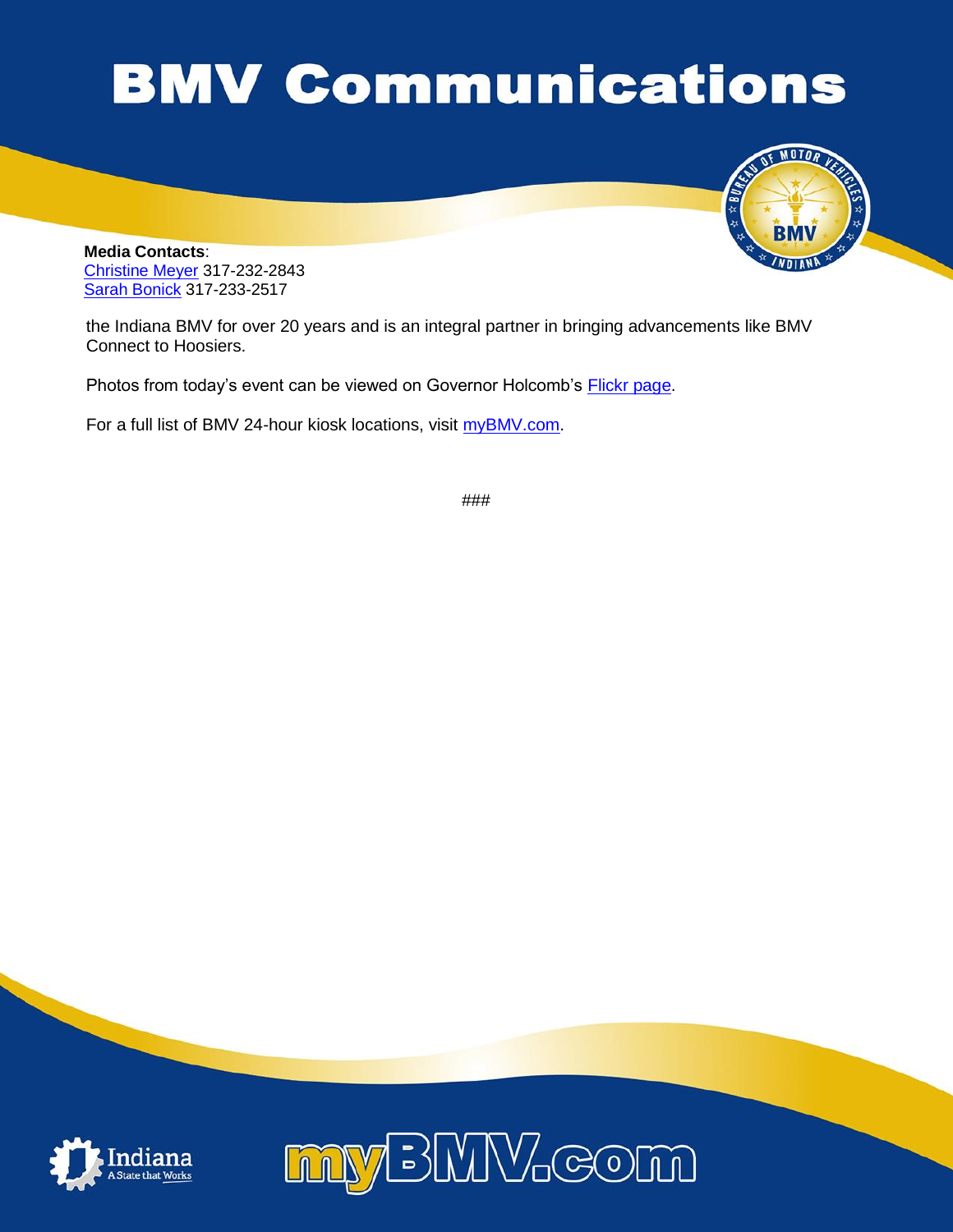**Media Contacts**:
Christine Meyer 317-232-2843
Sarah Bonick 317-233-2517

the Indiana BMV for over 20 years and is an integral partner in bringing advancements like BMV Connect to Hoosiers.

Photos from today's event can be viewed on Governor Holcomb's Flickr page.

For a full list of BMV 24-hour kiosk locations, visit myBMV.com.

###